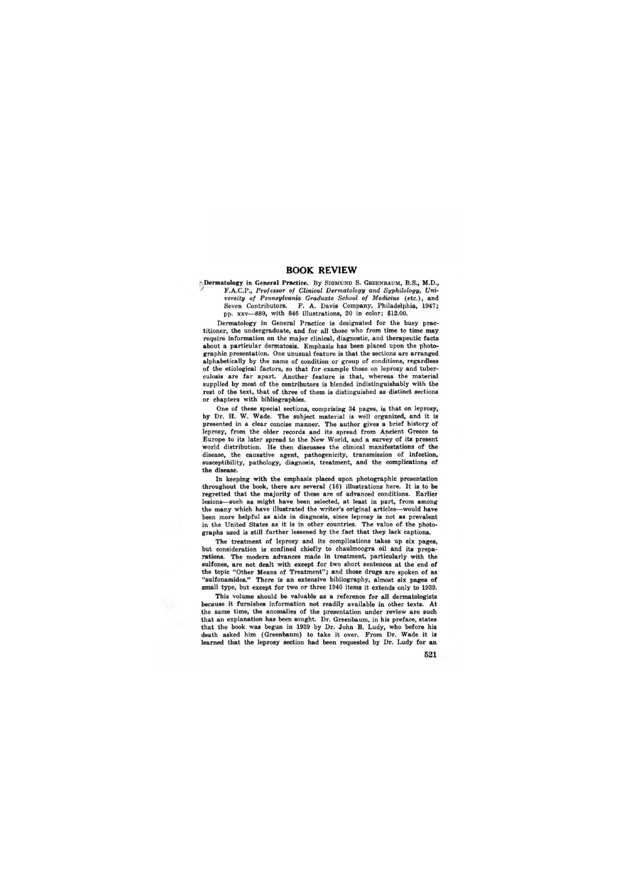# BOOK REVIEW

**Dermatology in General Practice.** By SIGMUND S. GREENBAUM, B.S., M.D., F.A.C.P., *Professor of Clinical Dermatology and Syphilology, University of Pennsylvania Graduate School of Medicine* (etc.), and Seven Contributors. F. A. Davis Company, Philadelphia, 1947; pp. xxv—889, with 846 illustrations, 20 in color; $12.00.

Dermatology in General Practice is designated for the busy practitioner, the undergraduate, and for all those who from time to time may require information on the major clinical, diagnostic, and therapeutic facts about a particular dermatosis. Emphasis has been placed upon the photographic presentation. One unusual feature is that the sections are arranged alphabetically by the name of condition or group of conditions, regardless of the etiological factors, so that for example those on leprosy and tuberculosis are far apart. Another feature is that, whereas the material supplied by most of the contributors is blended indistinguishably with the rest of the text, that of three of them is distinguished as distinct sections or chapters with bibliographies.

One of these special sections, comprising 34 pages, is that on leprosy, by Dr. H. W. Wade. The subject material is well organized, and it is presented in a clear concise manner. The author gives a brief history of leprosy, from the older records and its spread from Ancient Greece to Europe to its later spread to the New World, and a survey of its present world distribution. He then discusses the clinical manifestations of the disease, the causative agent, pathogenicity, transmission of infection, susceptibility, pathology, diagnosis, treatment, and the complications of the disease.

In keeping with the emphasis placed upon photographic presentation throughout the book, there are several (16) illustrations here. It is to be regretted that the majority of these are of advanced conditions. Earlier lesions—such as might have been selected, at least in part, from among the many which have illustrated the writer's original articles—would have been more helpful as aids in diagnosis, since leprosy is not as prevalent in the United States as it is in other countries. The value of the photographs used is still further lessened by the fact that they lack captions.

The treatment of leprosy and its complications takes up six pages, but consideration is confined chiefly to chaulmoogra oil and its preparations. The modern advances made in treatment, particularly with the sulfones, are not dealt with except for two short sentences at the end of the topic "Other Means of Treatment"; and those drugs are spoken of as "sulfonamides." There is an extensive bibliography, almost six pages of small type, but except for two or three 1940 items it extends only to 1939.

This volume should be valuable as a reference for all dermatologists because it furnishes information not readily available in other texts. At the same time, the anomalies of the presentation under review are such that an explanation has been sought. Dr. Greenbaum, in his preface, states that the book was begun in 1939 by Dr. John B. Ludy, who before his death asked him (Greenbaum) to take it over. From Dr. Wade it is learned that the leprosy section had been requested by Dr. Ludy for an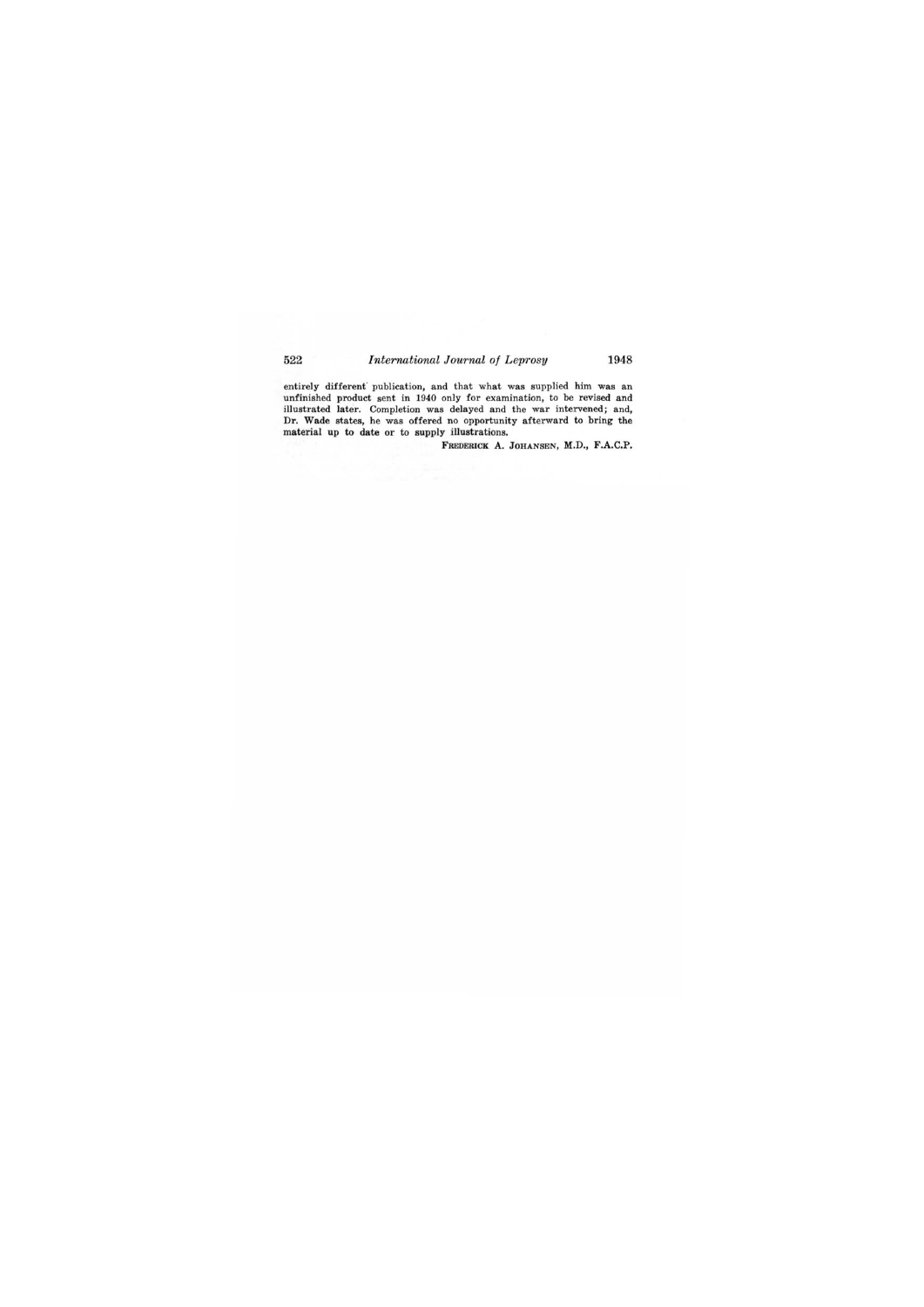entirely different publication, and that what was supplied him was an unfinished product sent in 1940 only for examination, to be revised and illustrated later. Completion was delayed and the war intervened; and, Dr. Wade states, he was offered no opportunity afterward to bring the material up to date or to supply illustrations.

FREDERICK A. JOHANSEN, M.D., F.A.C.P.